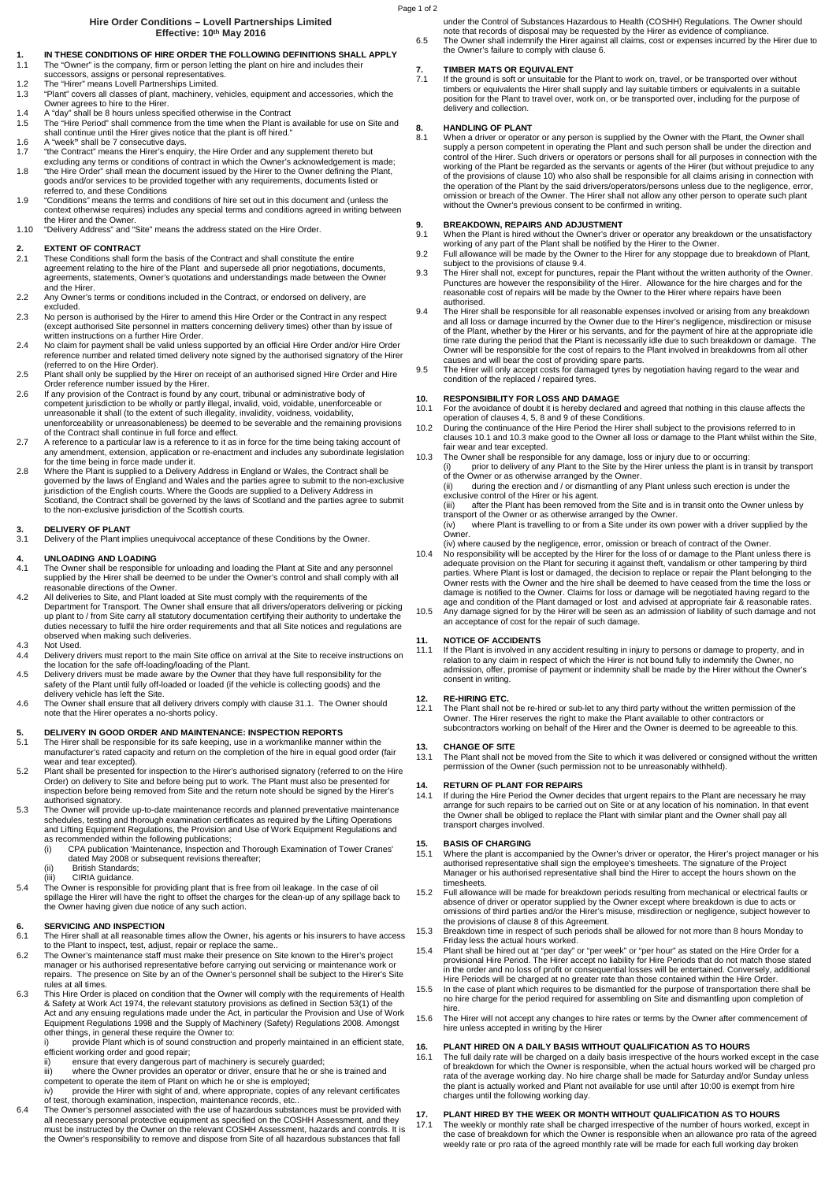# Hire Order Conditions – Lovell Partnerships Limited

**Effective: 10th May 2016**

**1. IN THESE CONDITIONS OF HIRE ORDER THE FOLLOWING DEFINITIONS SHALL APPLY**

1.1 The "Owner" is the company, firm or person letting the plant on hire and includes their successors, assigns or personal representatives.

1.2 The "Hirer" means Lovell Partnerships Limited.

1.3 "Plant" covers all classes of plant, machinery, vehicles, equipment and accessories, which the Owner agrees to hire to the Hirer.

1.4 A "day" shall be 8 hours unless specified otherwise in the Contract

1.5 The "Hire Period" shall commence from the time when the Plant is available for use on Site and shall continue until the Hirer gives notice that the plant is off hired."

1.6 A "week" shall be 7 consecutive days.

1.7 "the Contract" means the Hirer's enquiry, the Hire Order and any supplement thereto but excluding any terms or conditions of contract in which the Owner's acknowledgement is made;

1.8 "the Hire Order" shall mean the document issued by the Hirer to the Owner defining the Plant, goods and/or services to be provided together with any requirements, documents listed or referred to, and these Conditions

1.9 "Conditions" means the terms and conditions of hire set out in this document and (unless the context otherwise requires) includes any special terms and conditions agreed in writing between the Hirer and the Owner.

1.10 "Delivery Address" and "Site" means the address stated on the Hire Order.

**2. EXTENT OF CONTRACT**

2.1 These Conditions shall form the basis of the Contract and shall constitute the entire agreement relating to the hire of the Plant and supersede all prior negotiations, documents, agreements, statements, Owner's quotations and understandings made between the Owner and the Hirer.

2.2 Any Owner's terms or conditions included in the Contract, or endorsed on delivery, are excluded.

2.3 No person is authorised by the Hirer to amend this Hire Order or the Contract in any respect (except authorised Site personnel in matters concerning delivery times) other than by issue of written instructions on a further Hire Order.

2.4 No claim for payment shall be valid unless supported by an official Hire Order and/or Hire Order reference number and related timed delivery note signed by the authorised signatory of the Hirer (referred to on the Hire Order).

2.5 Plant shall only be supplied by the Hirer on receipt of an authorised signed Hire Order and Hire Order reference number issued by the Hirer.

2.6 If any provision of the Contract is found by any court, tribunal or administrative body of competent jurisdiction to be wholly or partly illegal, invalid, void, voidable, unenforceable or unreasonable it shall (to the extent of such illegality, invalidity, voidness, voidability, unenforceability or unreasonableness) be deemed to be severable and the remaining provisions of the Contract shall continue in full force and effect.

2.7 A reference to a particular law is a reference to it as in force for the time being taking account of any amendment, extension, application or re-enactment and includes any subordinate legislation for the time being in force made under it.

2.8 Where the Plant is supplied to a Delivery Address in England or Wales, the Contract shall be governed by the laws of England and Wales and the parties agree to submit to the non-exclusive jurisdiction of the English courts. Where the Goods are supplied to a Delivery Address in Scotland, the Contract shall be governed by the laws of Scotland and the parties agree to submit to the non-exclusive jurisdiction of the Scottish courts.

**3. DELIVERY OF PLANT**

3.1 Delivery of the Plant implies unequivocal acceptance of these Conditions by the Owner.

**4. UNLOADING AND LOADING**

4.1 The Owner shall be responsible for unloading and loading the Plant at Site and any personnel supplied by the Hirer shall be deemed to be under the Owner's control and shall comply with all reasonable directions of the Owner.

4.2 All deliveries to Site, and Plant loaded at Site must comply with the requirements of the Department for Transport. The Owner shall ensure that all drivers/operators delivering or picking up plant to / from Site carry all statutory documentation certifying their authority to undertake the duties necessary to fulfil the hire order requirements and that all Site notices and regulations are observed when making such deliveries.

4.3 Not Used.

4.4 Delivery drivers must report to the main Site office on arrival at the Site to receive instructions on the location for the safe off-loading/loading of the Plant.

4.5 Delivery drivers must be made aware by the Owner that they have full responsibility for the safety of the Plant until fully off-loaded or loaded (if the vehicle is collecting goods) and the delivery vehicle has left the Site.

4.6 The Owner shall ensure that all delivery drivers comply with clause 31.1. The Owner should note that the Hirer operates a no-shorts policy.

**5. DELIVERY IN GOOD ORDER AND MAINTENANCE: INSPECTION REPORTS**

5.1 The Hirer shall be responsible for its safe keeping, use in a workmanlike manner within the manufacturer's rated capacity and return on the completion of the hire in equal good order (fair wear and tear excepted).

5.2 Plant shall be presented for inspection to the Hirer's authorised signatory (referred to on the Hire Order) on delivery to Site and before being put to work. The Plant must also be presented for inspection before being removed from Site and the return note should be signed by the Hirer's authorised signatory.

5.3 The Owner will provide up-to-date maintenance records and planned preventative maintenance schedules, testing and thorough examination certificates as required by the Lifting Operations and Lifting Equipment Regulations, the Provision and Use of Work Equipment Regulations and as recommended within the following publications;

(i) CPA publication 'Maintenance, Inspection and Thorough Examination of Tower Cranes' dated May 2008 or subsequent revisions thereafter;

(ii) British Standards;

(iii) CIRIA guidance.

5.4 The Owner is responsible for providing plant that is free from oil leakage. In the case of oil spillage the Hirer will have the right to offset the charges for the clean-up of any spillage back to the Owner having given due notice of any such action.

**6. SERVICING AND INSPECTION**

6.1 The Hirer shall at all reasonable times allow the Owner, his agents or his insurers to have access to the Plant to inspect, test, adjust, repair or replace the same..

6.2 The Owner's maintenance staff must make their presence on Site known to the Hirer's project manager or his authorised representative before carrying out servicing or maintenance work or repairs. The presence on Site by an of the Owner's personnel shall be subject to the Hirer's Site rules at all times.

6.3 This Hire Order is placed on condition that the Owner will comply with the requirements of Health & Safety at Work Act 1974, the relevant statutory provisions as defined in Section 53(1) of the Act and any ensuing regulations made under the Act, in particular the Provision and Use of Work Equipment Regulations 1998 and the Supply of Machinery (Safety) Regulations 2008. Amongst other things, in general these require the Owner to:

i) provide Plant which is of sound construction and properly maintained in an efficient state, efficient working order and good repair;

ii) ensure that every dangerous part of machinery is securely guarded;

iii) where the Owner provides an operator or driver, ensure that he or she is trained and competent to operate the item of Plant on which he or she is employed;

iv) provide the Hirer with sight of and, where appropriate, copies of any relevant certificates of test, thorough examination, inspection, maintenance records, etc..

6.4 The Owner's personnel associated with the use of hazardous substances must be provided with all necessary personal protective equipment as specified on the COSHH Assessment, and they must be instructed by the Owner on the relevant COSHH Assessment, hazards and controls. It is the Owner's responsibility to remove and dispose from Site of all hazardous substances that fall under the Control of Substances Hazardous to Health (COSHH) Regulations. The Owner should note that records of disposal may be requested by the Hirer as evidence of compliance.

6.5 The Owner shall indemnify the Hirer against all claims, cost or expenses incurred by the Hirer due to the Owner's failure to comply with clause 6.

**7. TIMBER MATS OR EQUIVALENT**

7.1 If the ground is soft or unsuitable for the Plant to work on, travel, or be transported over without timbers or equivalents the Hirer shall supply and lay suitable timbers or equivalents in a suitable position for the Plant to travel over, work on, or be transported over, including for the purpose of delivery and collection.

**8. HANDLING OF PLANT**

8.1 When a driver or operator or any person is supplied by the Owner with the Plant, the Owner shall supply a person competent in operating the Plant and such person shall be under the direction and control of the Hirer. Such drivers or operators or persons shall for all purposes in connection with the working of the Plant be regarded as the servants or agents of the Hirer (but without prejudice to any of the provisions of clause 10) who also shall be responsible for all claims arising in connection with the operation of the Plant by the said drivers/operators/persons unless due to the negligence, error, omission or breach of the Owner. The Hirer shall not allow any other person to operate such plant without the Owner's previous consent to be confirmed in writing.

**9. BREAKDOWN, REPAIRS AND ADJUSTMENT**

9.1 When the Plant is hired without the Owner's driver or operator any breakdown or the unsatisfactory working of any part of the Plant shall be notified by the Hirer to the Owner.

9.2 Full allowance will be made by the Owner to the Hirer for any stoppage due to breakdown of Plant, subject to the provisions of clause 9.4.

9.3 The Hirer shall not, except for punctures, repair the Plant without the written authority of the Owner. Punctures are however the responsibility of the Hirer. Allowance for the hire charges and for the reasonable cost of repairs will be made by the Owner to the Hirer where repairs have been authorised.

9.4 The Hirer shall be responsible for all reasonable expenses involved or arising from any breakdown and all loss or damage incurred by the Owner due to the Hirer's negligence, misdirection or misuse of the Plant, whether by the Hirer or his servants, and for the payment of hire at the appropriate idle time rate during the period that the Plant is necessarily idle due to such breakdown or damage. The Owner will be responsible for the cost of repairs to the Plant involved in breakdowns from all other causes and will bear the cost of providing spare parts.

9.5 The Hirer will only accept costs for damaged tyres by negotiation having regard to the wear and condition of the replaced / repaired tyres.

**10. RESPONSIBILITY FOR LOSS AND DAMAGE**

10.1 For the avoidance of doubt it is hereby declared and agreed that nothing in this clause affects the operation of clauses 4, 5, 8 and 9 of these Conditions.

10.2 During the continuance of the Hire Period the Hirer shall subject to the provisions referred to in clauses 10.1 and 10.3 make good to the Owner all loss or damage to the Plant whilst within the Site, fair wear and tear excepted.

10.3 The Owner shall be responsible for any damage, loss or injury due to or occurring:

(i) prior to delivery of any Plant to the Site by the Hirer unless the plant is in transit by transport of the Owner or as otherwise arranged by the Owner.

(ii) during the erection and / or dismantling of any Plant unless such erection is under the exclusive control of the Hirer or his agent.

(iii) after the Plant has been removed from the Site and is in transit onto the Owner unless by transport of the Owner or as otherwise arranged by the Owner.

(iv) where Plant is travelling to or from a Site under its own power with a driver supplied by the Owner.

(iv) where caused by the negligence, error, omission or breach of contract of the Owner.

10.4 No responsibility will be accepted by the Hirer for the loss of or damage to the Plant unless there is adequate provision on the Plant for securing it against theft, vandalism or other tampering by third parties. Where Plant is lost or damaged, the decision to replace or repair the Plant belonging to the Owner rests with the Owner and the hire shall be deemed to have ceased from the time the loss or damage is notified to the Owner. Claims for loss or damage will be negotiated having regard to the age and condition of the Plant damaged or lost and advised at appropriate fair & reasonable rates.

10.5 Any damage signed for by the Hirer will be seen as an admission of liability of such damage and not an acceptance of cost for the repair of such damage.

**11. NOTICE OF ACCIDENTS**

11.1 If the Plant is involved in any accident resulting in injury to persons or damage to property, and in relation to any claim in respect of which the Hirer is not bound fully to indemnify the Owner, no admission, offer, promise of payment or indemnity shall be made by the Hirer without the Owner's consent in writing.

**12. RE-HIRING ETC.**

12.1 The Plant shall not be re-hired or sub-let to any third party without the written permission of the Owner. The Hirer reserves the right to make the Plant available to other contractors or subcontractors working on behalf of the Hirer and the Owner is deemed to be agreeable to this.

**13. CHANGE OF SITE**

13.1 The Plant shall not be moved from the Site to which it was delivered or consigned without the written permission of the Owner (such permission not to be unreasonably withheld).

**14. RETURN OF PLANT FOR REPAIRS**

14.1 If during the Hire Period the Owner decides that urgent repairs to the Plant are necessary he may arrange for such repairs to be carried out on Site or at any location of his nomination. In that event the Owner shall be obliged to replace the Plant with similar plant and the Owner shall pay all transport charges involved.

**15. BASIS OF CHARGING**

15.1 Where the plant is accompanied by the Owner's driver or operator, the Hirer's project manager or his authorised representative shall sign the employee's timesheets. The signature of the Project Manager or his authorised representative shall bind the Hirer to accept the hours shown on the timesheets.

15.2 Full allowance will be made for breakdown periods resulting from mechanical or electrical faults or absence of driver or operator supplied by the Owner except where breakdown is due to acts or omissions of third parties and/or the Hirer's misuse, misdirection or negligence, subject however to the provisions of clause 8 of this Agreement.

15.3 Breakdown time in respect of such periods shall be allowed for not more than 8 hours Monday to Friday less the actual hours worked.

15.4 Plant shall be hired out at "per day" or "per week" or "per hour" as stated on the Hire Order for a provisional Hire Period. The Hirer accept no liability for Hire Periods that do not match those stated in the order and no loss of profit or consequential losses will be entertained. Conversely, additional Hire Periods will be charged at no greater rate than those contained within the Hire Order.

15.5 In the case of plant which requires to be dismantled for the purpose of transportation there shall be no hire charge for the period required for assembling on Site and dismantling upon completion of hire.

15.6 The Hirer will not accept any changes to hire rates or terms by the Owner after commencement of hire unless accepted in writing by the Hirer

**16. PLANT HIRED ON A DAILY BASIS WITHOUT QUALIFICATION AS TO HOURS**

16.1 The full daily rate will be charged on a daily basis irrespective of the hours worked except in the case of breakdown for which the Owner is responsible, when the actual hours worked will be charged pro rata of the average working day. No hire charge shall be made for Saturday and/or Sunday unless the plant is actually worked and Plant not available for use until after 10:00 is exempt from hire charges until the following working day.

**17. PLANT HIRED BY THE WEEK OR MONTH WITHOUT QUALIFICATION AS TO HOURS**

17.1 The weekly or monthly rate shall be charged irrespective of the number of hours worked, except in the case of breakdown for which the Owner is responsible when an allowance pro rata of the agreed weekly rate or pro rata of the agreed monthly rate will be made for each full working day broken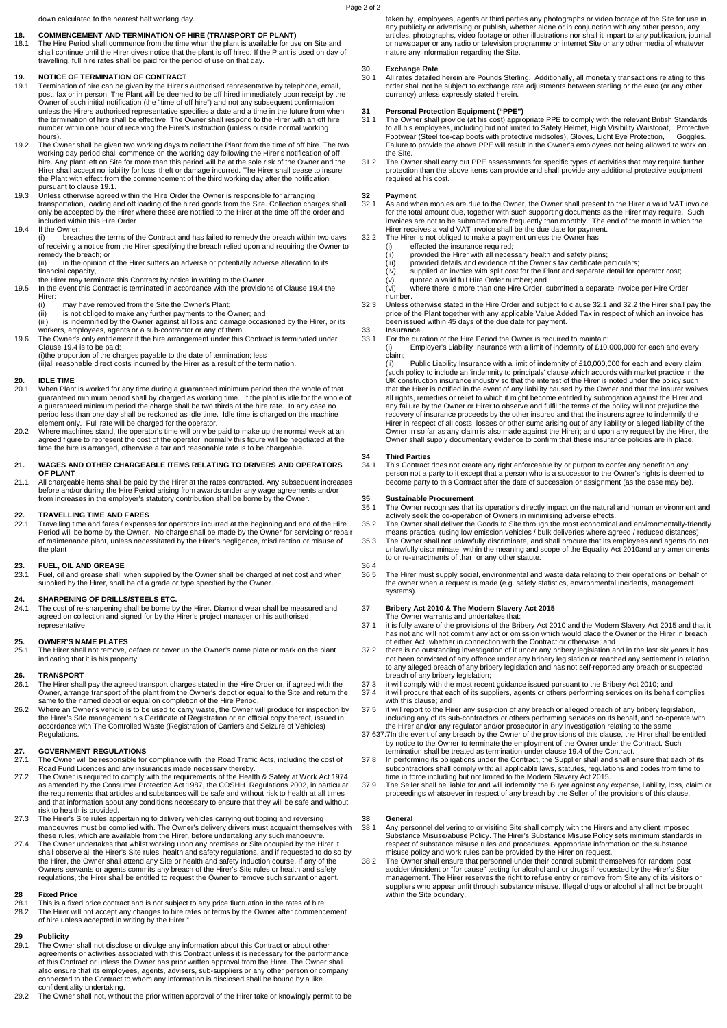down calculated to the nearest half working day.

**18. COMMENCEMENT AND TERMINATION OF HIRE (TRANSPORT OF PLANT)**

18.1 The Hire Period shall commence from the time when the plant is available for use on Site and shall continue until the Hirer gives notice that the plant is off hired. If the Plant is used on day of travelling, full hire rates shall be paid for the period of use on that day.

**19. NOTICE OF TERMINATION OF CONTRACT**

19.1 Termination of hire can be given by the Hirer's authorised representative by telephone, email, post, fax or in person. The Plant will be deemed to be off hired immediately upon receipt by the Owner of such initial notification (the "time of off hire") and not any subsequent confirmation unless the Hirers authorised representative specifies a date and a time in the future from when the termination of hire shall be effective. The Owner shall respond to the Hirer with an off hire number within one hour of receiving the Hirer's instruction (unless outside normal working hours).

19.2 The Owner shall be given two working days to collect the Plant from the time of off hire. The two working day period shall commence on the working day following the Hirer's notification of off hire. Any plant left on Site for more than this period will be at the sole risk of the Owner and the Hirer shall accept no liability for loss, theft or damage incurred. The Hirer shall cease to insure the Plant with effect from the commencement of the third working day after the notification pursuant to clause 19.1.

19.3 Unless otherwise agreed within the Hire Order the Owner is responsible for arranging transportation, loading and off loading of the hired goods from the Site. Collection charges shall only be accepted by the Hirer where these are notified to the Hirer at the time of the order and included within this Hire Order

19.4 If the Owner:

(i) breaches the terms of the Contract and has failed to remedy the breach within two days of receiving a notice from the Hirer specifying the breach relied upon and requiring the Owner to remedy the breach; or

(ii) in the opinion of the Hirer suffers an adverse or potentially adverse alteration to its financial capacity,

the Hirer may terminate this Contract by notice in writing to the Owner.

19.5 In the event this Contract is terminated in accordance with the provisions of Clause 19.4 the Hirer:

(i) may have removed from the Site the Owner's Plant;

(ii) is not obliged to make any further payments to the Owner; and

(iii) is indemnified by the Owner against all loss and damage occasioned by the Hirer, or its workers, employees, agents or a sub-contractor or any of them.

19.6 The Owner's only entitlement if the hire arrangement under this Contract is terminated under Clause 19.4 is to be paid:

(i)the proportion of the charges payable to the date of termination; less

(ii)all reasonable direct costs incurred by the Hirer as a result of the termination.

**20. IDLE TIME**

20.1 When Plant is worked for any time during a guaranteed minimum period then the whole of that guaranteed minimum period shall by charged as working time. If the plant is idle for the whole of a guaranteed minimum period the charge shall be two thirds of the hire rate. In any case no period less than one day shall be reckoned as idle time. Idle time is charged on the machine element only. Full rate will be charged for the operator.

20.2 Where machines stand, the operator's time will only be paid to make up the normal week at an agreed figure to represent the cost of the operator; normally this figure will be negotiated at the time the hire is arranged, otherwise a fair and reasonable rate is to be chargeable.

**21. WAGES AND OTHER CHARGEABLE ITEMS RELATING TO DRIVERS AND OPERATORS OF PLANT**

21.1 All chargeable items shall be paid by the Hirer at the rates contracted. Any subsequent increases before and/or during the Hire Period arising from awards under any wage agreements and/or from increases in the employer's statutory contribution shall be borne by the Owner.

**22. TRAVELLING TIME AND FARES**

22.1 Travelling time and fares / expenses for operators incurred at the beginning and end of the Hire Period will be borne by the Owner. No charge shall be made by the Owner for servicing or repair of maintenance plant, unless necessitated by the Hirer's negligence, misdirection or misuse of the plant

**23. FUEL, OIL AND GREASE**

23.1 Fuel, oil and grease shall, when supplied by the Owner shall be charged at net cost and when supplied by the Hirer, shall be of a grade or type specified by the Owner.

**24. SHARPENING OF DRILLS/STEELS ETC.**

24.1 The cost of re-sharpening shall be borne by the Hirer. Diamond wear shall be measured and agreed on collection and signed for by the Hirer's project manager or his authorised representative.

**25. OWNER'S NAME PLATES**

25.1 The Hirer shall not remove, deface or cover up the Owner's name plate or mark on the plant indicating that it is his property.

**26. TRANSPORT**

26.1 The Hirer shall pay the agreed transport charges stated in the Hire Order or, if agreed with the Owner, arrange transport of the plant from the Owner's depot or equal to the Site and return the same to the named depot or equal on completion of the Hire Period.

26.2 Where an Owner's vehicle is to be used to carry waste, the Owner will produce for inspection by the Hirer's Site management his Certificate of Registration or an official copy thereof, issued in accordance with The Controlled Waste (Registration of Carriers and Seizure of Vehicles) Regulations.

**27. GOVERNMENT REGULATIONS**

27.1 The Owner will be responsible for compliance with the Road Traffic Acts, including the cost of Road Fund Licences and any insurances made necessary thereby.

27.2 The Owner is required to comply with the requirements of the Health & Safety at Work Act 1974 as amended by the Consumer Protection Act 1987, the COSHH Regulations 2002, in particular the requirements that articles and substances will be safe and without risk to health at all times and that information about any conditions necessary to ensure that they will be safe and without risk to health is provided.

27.3 The Hirer's Site rules appertaining to delivery vehicles carrying out tipping and reversing manoeuvres must be complied with. The Owner's delivery drivers must acquaint themselves with these rules, which are available from the Hirer, before undertaking any such manoeuvre.

27.4 The Owner undertakes that whilst working upon any premises or Site occupied by the Hirer it shall observe all the Hirer's Site rules, health and safety regulations, and if requested to do so by the Hirer, the Owner shall attend any Site or health and safety induction course. If any of the Owners servants or agents commits any breach of the Hirer's Site rules or health and safety regulations, the Hirer shall be entitled to request the Owner to remove such servant or agent.

**28 Fixed Price**

28.1 This is a fixed price contract and is not subject to any price fluctuation in the rates of hire.

28.2 The Hirer will not accept any changes to hire rates or terms by the Owner after commencement of hire unless accepted in writing by the Hirer."

**29 Publicity**

29.1 The Owner shall not disclose or divulge any information about this Contract or about other agreements or activities associated with this Contract unless it is necessary for the performance of this Contract or unless the Owner has prior written approval from the Hirer. The Owner shall also ensure that its employees, agents, advisers, sub-suppliers or any other person or company connected to the Contract to whom any information is disclosed shall be bound by a like confidentiality undertaking.

29.2 The Owner shall not, without the prior written approval of the Hirer take or knowingly permit to be taken by, employees, agents or third parties any photographs or video footage of the Site for use in any publicity or advertising or publish, whether alone or in conjunction with any other person, any articles, photographs, video footage or other illustrations nor shall it impart to any publication, journal or newspaper or any radio or television programme or internet Site or any other media of whatever nature any information regarding the Site.

**30 Exchange Rate**

30.1 All rates detailed herein are Pounds Sterling. Additionally, all monetary transactions relating to this order shall not be subject to exchange rate adjustments between sterling or the euro (or any other currency) unless expressly stated herein.

**31 Personal Protection Equipment ("PPE")**

31.1 The Owner shall provide (at his cost) appropriate PPE to comply with the relevant British Standards to all his employees, including but not limited to Safety Helmet, High Visibility Waistcoat, Protective Footwear (Steel toe-cap boots with protective midsoles), Gloves, Light Eye Protection, Goggles. Failure to provide the above PPE will result in the Owner's employees not being allowed to work on the Site.

31.2 The Owner shall carry out PPE assessments for specific types of activities that may require further protection than the above items can provide and shall provide any additional protective equipment required at his cost.

**32 Payment**

32.1 As and when monies are due to the Owner, the Owner shall present to the Hirer a valid VAT invoice for the total amount due, together with such supporting documents as the Hirer may require. Such invoices are not to be submitted more frequently than monthly. The end of the month in which the Hirer receives a valid VAT invoice shall be the due date for payment.

32.2 The Hirer is not obliged to make a payment unless the Owner has:

(i) effected the insurance required;

(ii) provided the Hirer with all necessary health and safety plans;

(iii) provided details and evidence of the Owner's tax certificate particulars;

(iv) supplied an invoice with split cost for the Plant and separate detail for operator cost;

(v) quoted a valid full Hire Order number; and

(vi) where there is more than one Hire Order, submitted a separate invoice per Hire Order number.

32.3 Unless otherwise stated in the Hire Order and subject to clause 32.1 and 32.2 the Hirer shall pay the price of the Plant together with any applicable Value Added Tax in respect of which an invoice has been issued within 45 days of the due date for payment.

**33 Insurance**

33.1 For the duration of the Hire Period the Owner is required to maintain:

(i) Employer's Liability Insurance with a limit of indemnity of £10,000,000 for each and every claim;

(ii) Public Liability Insurance with a limit of indemnity of £10,000,000 for each and every claim (such policy to include an 'indemnity to principals' clause which accords with market practice in the UK construction insurance industry so that the interest of the Hirer is noted under the policy such that the Hirer is notified in the event of any liability caused by the Owner and that the insurer waives all rights, remedies or relief to which it might become entitled by subrogation against the Hirer and any failure by the Owner or Hirer to observe and fulfil the terms of the policy will not prejudice the recovery of insurance proceeds by the other insured and that the insurers agree to indemnify the Hirer in respect of all costs, losses or other sums arising out of any liability or alleged liability of the Owner in so far as any claim is also made against the Hirer); and upon any request by the Hirer, the Owner shall supply documentary evidence to confirm that these insurance policies are in place.

**34 Third Parties**

34.1 This Contract does not create any right enforceable by or purport to confer any benefit on any person not a party to it except that a person who is a successor to the Owner's rights is deemed to become party to this Contract after the date of succession or assignment (as the case may be).

**35 Sustainable Procurement**

35.1 The Owner recognises that its operations directly impact on the natural and human environment and actively seek the co-operation of Owners in minimising adverse effects.

35.2 The Owner shall deliver the Goods to Site through the most economical and environmentally-friendly means practical (using low emission vehicles / bulk deliveries where agreed / reduced distances).

35.3 The Owner shall not unlawfully discriminate, and shall procure that its employees and agents do not unlawfully discriminate, within the meaning and scope of the Equality Act 2010and any amendments to or re-enactments of thar or any other statute.

36.4

36.5 The Hirer must supply social, environmental and waste data relating to their operations on behalf of the owner when a request is made (e.g. safety statistics, environmental incidents, management systems).

**37 Bribery Act 2010 & The Modern Slavery Act 2015**

The Owner warrants and undertakes that:

37.1 it is fully aware of the provisions of the Bribery Act 2010 and the Modern Slavery Act 2015 and that it has not and will not commit any act or omission which would place the Owner or the Hirer in breach of either Act, whether in connection with the Contract or otherwise; and

37.2 there is no outstanding investigation of it under any bribery legislation and in the last six years it has not been convicted of any offence under any bribery legislation or reached any settlement in relation to any alleged breach of any bribery legislation and has not self-reported any breach or suspected breach of any bribery legislation;

37.3 it will comply with the most recent guidance issued pursuant to the Bribery Act 2010; and

37.4 it will procure that each of its suppliers, agents or others performing services on its behalf complies with this clause; and

37.5 it will report to the Hirer any suspicion of any breach or alleged breach of any bribery legislation, including any of its sub-contractors or others performing services on its behalf, and co-operate with the Hirer and/or any regulator and/or prosecutor in any investigation relating to the same

37.637.7In the event of any breach by the Owner of the provisions of this clause, the Hirer shall be entitled by notice to the Owner to terminate the employment of the Owner under the Contract. Such termination shall be treated as termination under clause 19.4 of the Contract.

37.8 In performing its obligations under the Contract, the Supplier shall and shall ensure that each of its subcontractors shall comply with: all applicable laws, statutes, regulations and codes from time to time in force including but not limited to the Modern Slavery Act 2015.

37.9 The Seller shall be liable for and will indemnify the Buyer against any expense, liability, loss, claim or proceedings whatsoever in respect of any breach by the Seller of the provisions of this clause.

**38 General**

38.1 Any personnel delivering to or visiting Site shall comply with the Hirers and any client imposed Substance Misuse/abuse Policy. The Hirer's Substance Misuse Policy sets minimum standards in respect of substance misuse rules and procedures. Appropriate information on the substance misuse policy and work rules can be provided by the Hirer on request.

38.2 The Owner shall ensure that personnel under their control submit themselves for random, post accident/incident or "for cause" testing for alcohol and or drugs if requested by the Hirer's Site management. The Hirer reserves the right to refuse entry or remove from Site any of its visitors or suppliers who appear unfit through substance misuse. Illegal drugs or alcohol shall not be brought within the Site boundary.